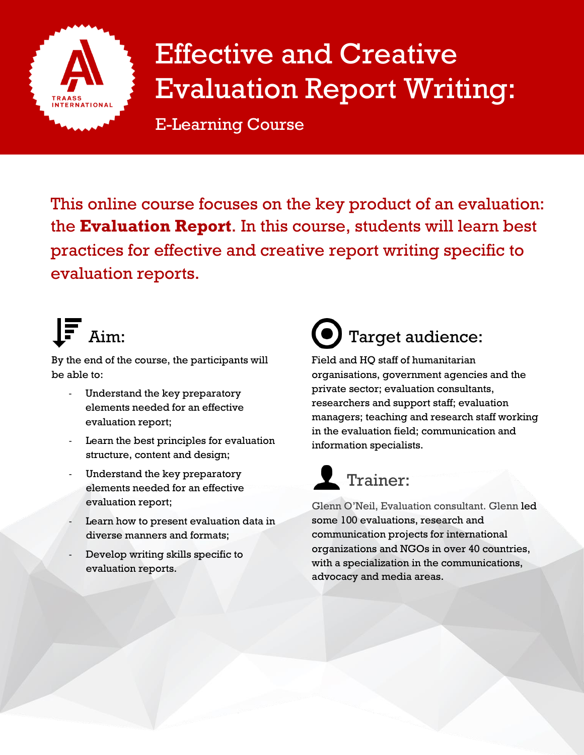# Effective and Creative Evaluation Report Writing:

E-Learning Course

This online course focuses on the key product of an evaluation: the **Evaluation Report**. In this course, students will learn best practices for effective and creative report writing specific to evaluation reports.

## Aim:

By the end of the course, the participants will be able to:

- Understand the key preparatory elements needed for an effective evaluation report;
- Learn the best principles for evaluation structure, content and design;
- Understand the key preparatory elements needed for an effective evaluation report;
- Learn how to present evaluation data in diverse manners and formats;
- Develop writing skills specific to evaluation reports.

## Target audience:

Field and HQ staff of humanitarian organisations, government agencies and the private sector; evaluation consultants, researchers and support staff; evaluation managers; teaching and research staff working in the evaluation field; communication and information specialists.

## Trainer:

Glenn O'Neil, Evaluation consultant. Glenn led some 100 evaluations, research and communication projects for international organizations and NGOs in over 40 countries, with a specialization in the communications, advocacy and media areas.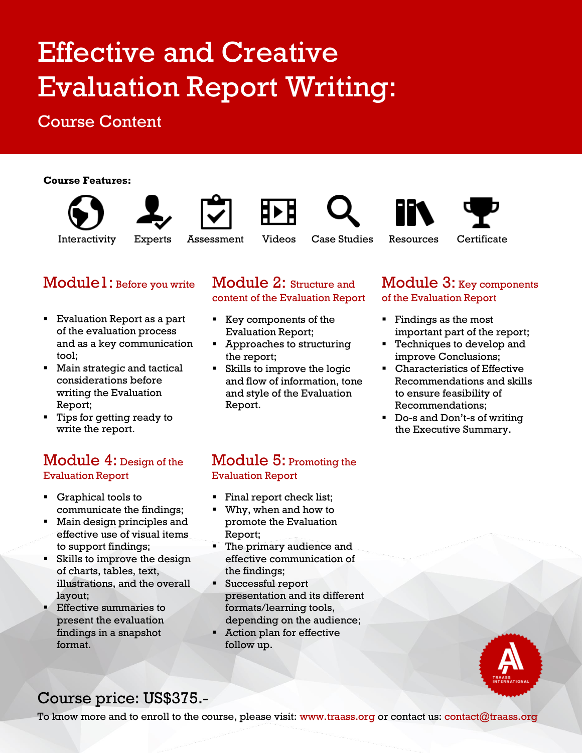# Effective and Creative Evaluation Report Writing:

## Course Content

**Course Features:**

Interactivity | Experts | Assessment | Videos | Case Studies | Resources | Certificate

### Module 1: Before you write

- Evaluation Report as a part of the evaluation process and as a key communication tool;
- Main strategic and tactical considerations before writing the Evaluation Report;
- Tips for getting ready to write the report.

### Module 2: Structure and content of the Evaluation Report

- Key components of the Evaluation Report;
- Approaches to structuring the report;
- Skills to improve the logic and flow of information, tone and style of the Evaluation Report.

### Module 3: Key components of the Evaluation Report

- Findings as the most important part of the report;
- Techniques to develop and improve Conclusions;
- Characteristics of Effective Recommendations and skills to ensure feasibility of Recommendations;
- Do-s and Don't-s of writing the Executive Summary.

### Module 4: Design of the Evaluation Report

- Graphical tools to communicate the findings;
- Main design principles and effective use of visual items to support findings;
- Skills to improve the design of charts, tables, text, illustrations, and the overall layout;
- Effective summaries to present the evaluation findings in a snapshot format.

### Module 5: Promoting the Evaluation Report

- Final report check list;
- Why, when and how to promote the Evaluation Report;
- The primary audience and effective communication of the findings;
- Successful report presentation and its different formats/learning tools, depending on the audience;
- Action plan for effective follow up.

TRAASS INTERNATIONAL

## Course price: US$375.-

To know more and to enroll to the course, please visit: www.traass.org or contact us: contact@traass.org